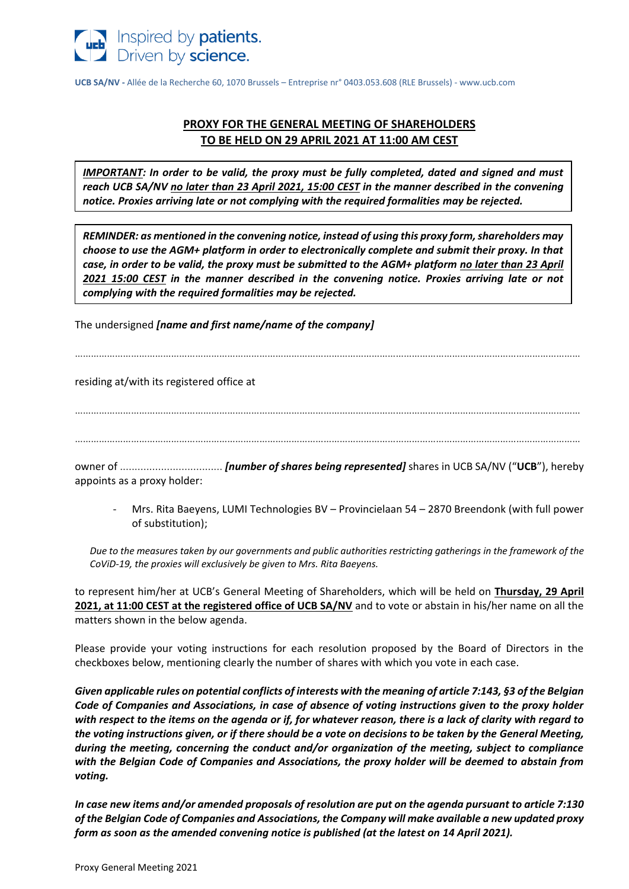Inspired by **patients.**
Driven by **science.**

**UCB SA/NV** - Allée de la Recherche 60, 1070 Brussels – Entreprise n° 0403.053.608 (RLE Brussels) - www.ucb.com

## PROXY FOR THE GENERAL MEETING OF SHAREHOLDERS TO BE HELD ON 29 APRIL 2021 AT 11:00 AM CEST

***IMPORTANT:* In order to be valid, the proxy must be fully completed, dated and signed and must reach UCB SA/NV no later than 23 April 2021, 15:00 CEST in the manner described in the convening notice. Proxies arriving late or not complying with the required formalities may be rejected.**

***REMINDER: as mentioned in the convening notice, instead of using this proxy form, shareholders may choose to use the AGM+ platform in order to electronically complete and submit their proxy. In that case, in order to be valid, the proxy must be submitted to the AGM+ platform no later than 23 April 2021 15:00 CEST in the manner described in the convening notice. Proxies arriving late or not complying with the required formalities may be rejected.***

The undersigned ***[name and first name/name of the company]***

……………………………………………………………………………………………………………………………………………………………

residing at/with its registered office at

……………………………………………………………………………………………………………………………………………………………

……………………………………………………………………………………………………………………………………………………………

owner of ................................... ***[number of shares being represented]*** shares in UCB SA/NV ("**UCB**"), hereby appoints as a proxy holder:

- Mrs. Rita Baeyens, LUMI Technologies BV – Provincielaan 54 – 2870 Breendonk (with full power of substitution);

*Due to the measures taken by our governments and public authorities restricting gatherings in the framework of the CoViD-19, the proxies will exclusively be given to Mrs. Rita Baeyens.*

to represent him/her at UCB's General Meeting of Shareholders, which will be held on **Thursday, 29 April 2021, at 11:00 CEST at the registered office of UCB SA/NV** and to vote or abstain in his/her name on all the matters shown in the below agenda.

Please provide your voting instructions for each resolution proposed by the Board of Directors in the checkboxes below, mentioning clearly the number of shares with which you vote in each case.

***Given applicable rules on potential conflicts of interests with the meaning of article 7:143, §3 of the Belgian Code of Companies and Associations, in case of absence of voting instructions given to the proxy holder with respect to the items on the agenda or if, for whatever reason, there is a lack of clarity with regard to the voting instructions given, or if there should be a vote on decisions to be taken by the General Meeting, during the meeting, concerning the conduct and/or organization of the meeting, subject to compliance with the Belgian Code of Companies and Associations, the proxy holder will be deemed to abstain from voting.***

***In case new items and/or amended proposals of resolution are put on the agenda pursuant to article 7:130 of the Belgian Code of Companies and Associations, the Company will make available a new updated proxy form as soon as the amended convening notice is published (at the latest on 14 April 2021).***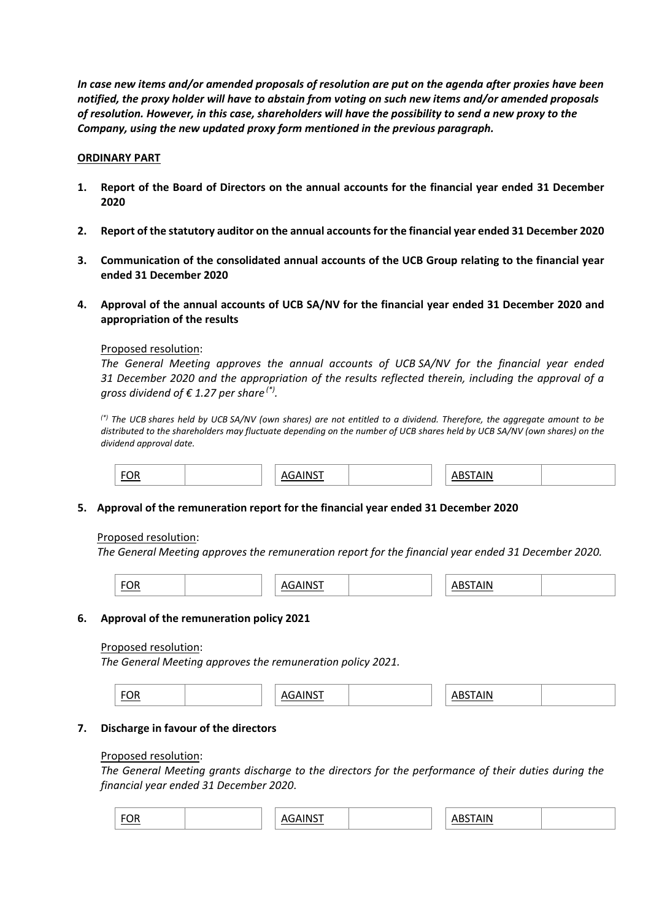***In case new items and/or amended proposals of resolution are put on the agenda after proxies have been notified, the proxy holder will have to abstain from voting on such new items and/or amended proposals of resolution. However, in this case, shareholders will have the possibility to send a new proxy to the Company, using the new updated proxy form mentioned in the previous paragraph.***

**ORDINARY PART**

1. **Report of the Board of Directors on the annual accounts for the financial year ended 31 December 2020**

2. **Report of the statutory auditor on the annual accounts for the financial year ended 31 December 2020**

3. **Communication of the consolidated annual accounts of the UCB Group relating to the financial year ended 31 December 2020**

4. **Approval of the annual accounts of UCB SA/NV for the financial year ended 31 December 2020 and appropriation of the results**

   Proposed resolution:
   *The General Meeting approves the annual accounts of UCB SA/NV for the financial year ended 31 December 2020 and the appropriation of the results reflected therein, including the approval of a gross dividend of € 1.27 per share (\*).*

   *(\*) The UCB shares held by UCB SA/NV (own shares) are not entitled to a dividend. Therefore, the aggregate amount to be distributed to the shareholders may fluctuate depending on the number of UCB shares held by UCB SA/NV (own shares) on the dividend approval date.*

| FOR | | AGAINST | | ABSTAIN | |
|---|---|---|---|---|---|

5. **Approval of the remuneration report for the financial year ended 31 December 2020**

   Proposed resolution:
   *The General Meeting approves the remuneration report for the financial year ended 31 December 2020.*

| FOR | | AGAINST | | ABSTAIN | |
|---|---|---|---|---|---|

6. **Approval of the remuneration policy 2021**

   Proposed resolution:
   *The General Meeting approves the remuneration policy 2021.*

| FOR | | AGAINST | | ABSTAIN | |
|---|---|---|---|---|---|

7. **Discharge in favour of the directors**

   Proposed resolution:
   *The General Meeting grants discharge to the directors for the performance of their duties during the financial year ended 31 December 2020.*

| FOR | | AGAINST | | ABSTAIN | |
|---|---|---|---|---|---|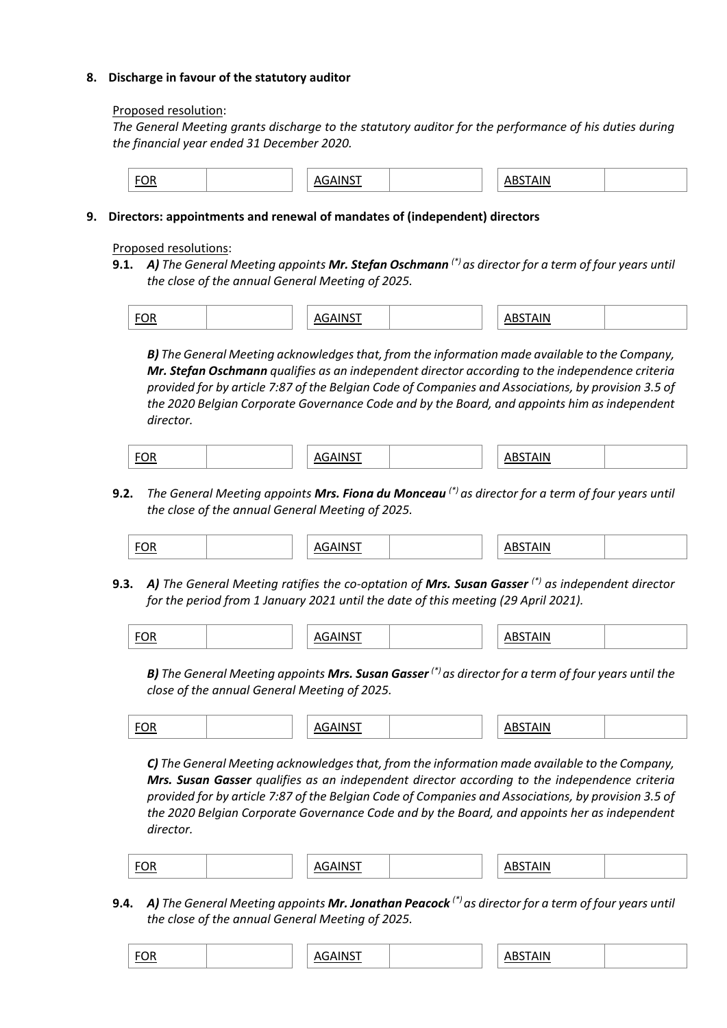**8. Discharge in favour of the statutory auditor**

Proposed resolution:

*The General Meeting grants discharge to the statutory auditor for the performance of his duties during the financial year ended 31 December 2020.*

| FOR | | AGAINST | | ABSTAIN | |
|---|---|---|---|---|---|

**9. Directors: appointments and renewal of mandates of (independent) directors**

Proposed resolutions:

**9.1.** ***A)*** *The General Meeting appoints* ***Mr. Stefan Oschmann*** *(\*) as director for a term of four years until the close of the annual General Meeting of 2025.*

| FOR | | AGAINST | | ABSTAIN | |
|---|---|---|---|---|---|

***B)*** *The General Meeting acknowledges that, from the information made available to the Company,* ***Mr. Stefan Oschmann*** *qualifies as an independent director according to the independence criteria provided for by article 7:87 of the Belgian Code of Companies and Associations, by provision 3.5 of the 2020 Belgian Corporate Governance Code and by the Board, and appoints him as independent director.*

| FOR | | AGAINST | | ABSTAIN | |
|---|---|---|---|---|---|

**9.2.** *The General Meeting appoints* ***Mrs. Fiona du Monceau*** *(\*) as director for a term of four years until the close of the annual General Meeting of 2025.*

| FOR | | AGAINST | | ABSTAIN | |
|---|---|---|---|---|---|

**9.3.** ***A)*** *The General Meeting ratifies the co-optation of* ***Mrs. Susan Gasser*** *(\*) as independent director for the period from 1 January 2021 until the date of this meeting (29 April 2021).*

| FOR | | AGAINST | | ABSTAIN | |
|---|---|---|---|---|---|

***B)*** *The General Meeting appoints* ***Mrs. Susan Gasser*** *(\*) as director for a term of four years until the close of the annual General Meeting of 2025.*

| FOR | | AGAINST | | ABSTAIN | |
|---|---|---|---|---|---|

***C)*** *The General Meeting acknowledges that, from the information made available to the Company,* ***Mrs. Susan Gasser*** *qualifies as an independent director according to the independence criteria provided for by article 7:87 of the Belgian Code of Companies and Associations, by provision 3.5 of the 2020 Belgian Corporate Governance Code and by the Board, and appoints her as independent director.*

| FOR | | AGAINST | | ABSTAIN | |
|---|---|---|---|---|---|

**9.4.** ***A)*** *The General Meeting appoints* ***Mr. Jonathan Peacock*** *(\*) as director for a term of four years until the close of the annual General Meeting of 2025.*

| FOR | | AGAINST | | ABSTAIN | |
|---|---|---|---|---|---|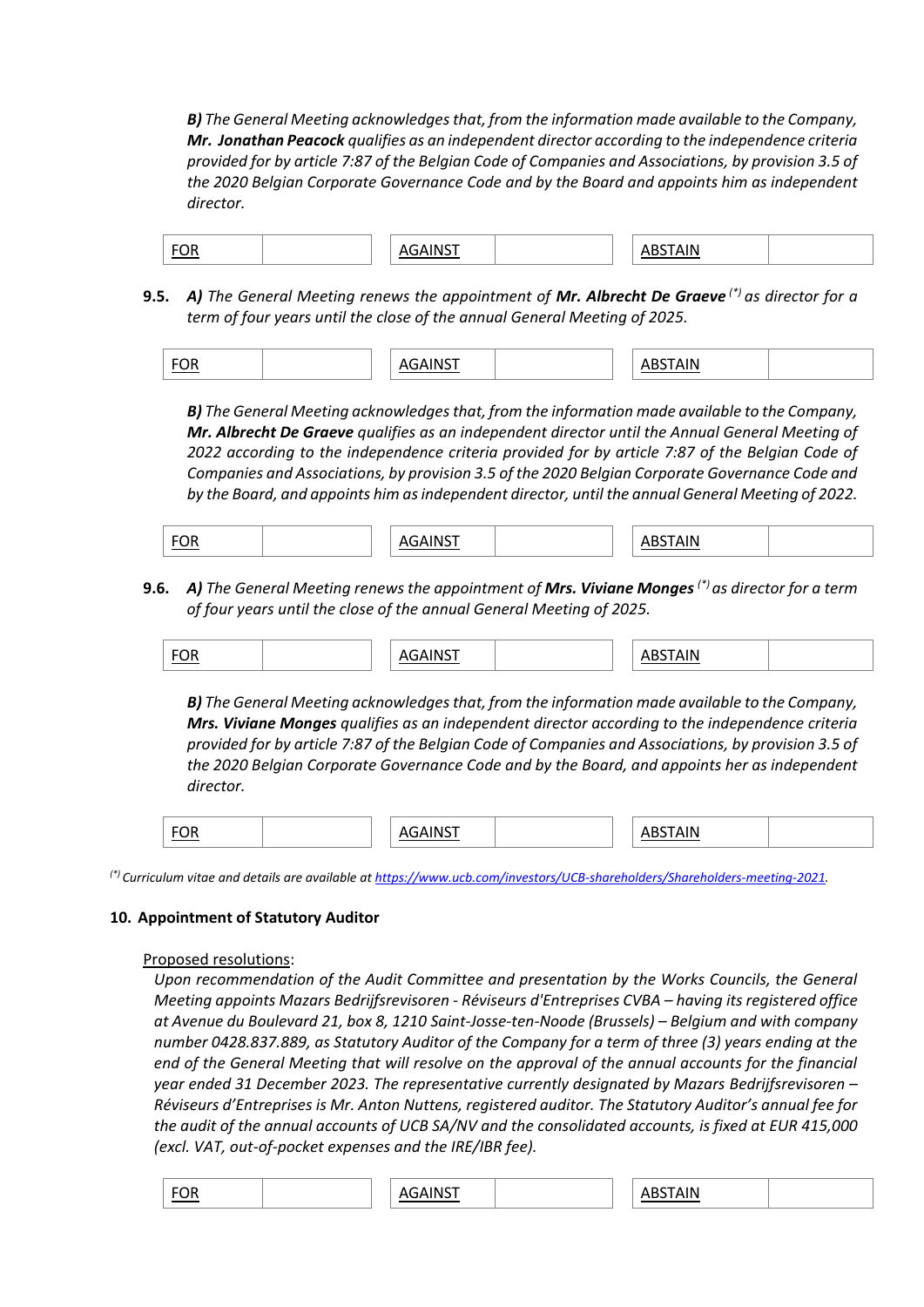***B)*** *The General Meeting acknowledges that, from the information made available to the Company,* ***Mr. Jonathan Peacock*** *qualifies as an independent director according to the independence criteria provided for by article 7:87 of the Belgian Code of Companies and Associations, by provision 3.5 of the 2020 Belgian Corporate Governance Code and by the Board and appoints him as independent director.*

| FOR | | AGAINST | | ABSTAIN | |
|---|---|---|---|---|---|

**9.5.** ***A)*** *The General Meeting renews the appointment of* ***Mr. Albrecht De Graeve*** *(\*) as director for a term of four years until the close of the annual General Meeting of 2025.*

| FOR | | AGAINST | | ABSTAIN | |
|---|---|---|---|---|---|

***B)*** *The General Meeting acknowledges that, from the information made available to the Company,* ***Mr. Albrecht De Graeve*** *qualifies as an independent director until the Annual General Meeting of 2022 according to the independence criteria provided for by article 7:87 of the Belgian Code of Companies and Associations, by provision 3.5 of the 2020 Belgian Corporate Governance Code and by the Board, and appoints him as independent director, until the annual General Meeting of 2022.*

| FOR | | AGAINST | | ABSTAIN | |
|---|---|---|---|---|---|

**9.6.** ***A)*** *The General Meeting renews the appointment of* ***Mrs. Viviane Monges*** *(\*) as director for a term of four years until the close of the annual General Meeting of 2025.*

| FOR | | AGAINST | | ABSTAIN | |
|---|---|---|---|---|---|

***B)*** *The General Meeting acknowledges that, from the information made available to the Company,* ***Mrs. Viviane Monges*** *qualifies as an independent director according to the independence criteria provided for by article 7:87 of the Belgian Code of Companies and Associations, by provision 3.5 of the 2020 Belgian Corporate Governance Code and by the Board, and appoints her as independent director.*

| FOR | | AGAINST | | ABSTAIN | |
|---|---|---|---|---|---|

*(\*) Curriculum vitae and details are available at https://www.ucb.com/investors/UCB-shareholders/Shareholders-meeting-2021.*

**10. Appointment of Statutory Auditor**

Proposed resolutions:

*Upon recommendation of the Audit Committee and presentation by the Works Councils, the General Meeting appoints Mazars Bedrijfsrevisoren - Réviseurs d'Entreprises CVBA – having its registered office at Avenue du Boulevard 21, box 8, 1210 Saint-Josse-ten-Noode (Brussels) – Belgium and with company number 0428.837.889, as Statutory Auditor of the Company for a term of three (3) years ending at the end of the General Meeting that will resolve on the approval of the annual accounts for the financial year ended 31 December 2023. The representative currently designated by Mazars Bedrijfsrevisoren – Réviseurs d'Entreprises is Mr. Anton Nuttens, registered auditor. The Statutory Auditor's annual fee for the audit of the annual accounts of UCB SA/NV and the consolidated accounts, is fixed at EUR 415,000 (excl. VAT, out-of-pocket expenses and the IRE/IBR fee).*

| FOR | | AGAINST | | ABSTAIN | |
|---|---|---|---|---|---|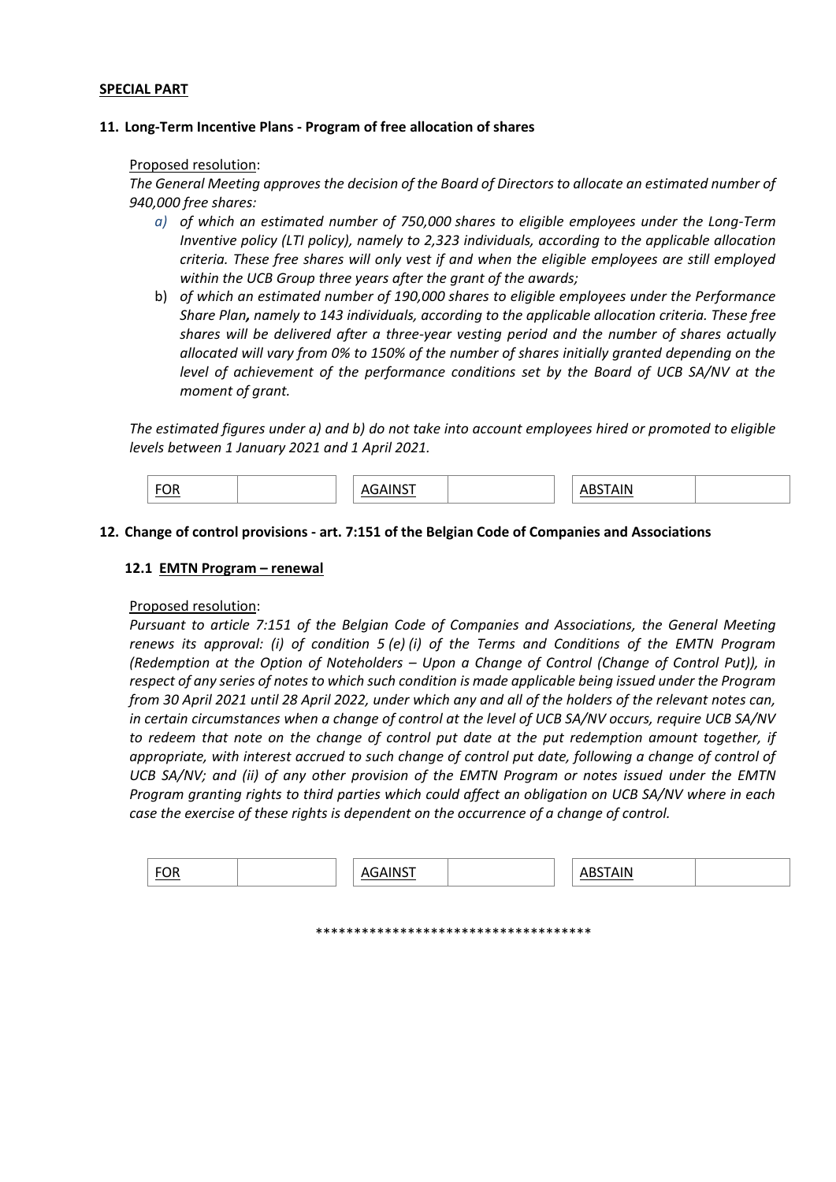**SPECIAL PART**

## 11. Long-Term Incentive Plans - Program of free allocation of shares

Proposed resolution:

*The General Meeting approves the decision of the Board of Directors to allocate an estimated number of 940,000 free shares:*

- *a) of which an estimated number of 750,000 shares to eligible employees under the Long-Term Inventive policy (LTI policy), namely to 2,323 individuals, according to the applicable allocation criteria. These free shares will only vest if and when the eligible employees are still employed within the UCB Group three years after the grant of the awards;*
- *b) of which an estimated number of 190,000 shares to eligible employees under the Performance Share Plan, namely to 143 individuals, according to the applicable allocation criteria. These free shares will be delivered after a three-year vesting period and the number of shares actually allocated will vary from 0% to 150% of the number of shares initially granted depending on the level of achievement of the performance conditions set by the Board of UCB SA/NV at the moment of grant.*

*The estimated figures under a) and b) do not take into account employees hired or promoted to eligible levels between 1 January 2021 and 1 April 2021.*

| FOR | | AGAINST | | ABSTAIN | |
|---|---|---|---|---|---|

## 12. Change of control provisions - art. 7:151 of the Belgian Code of Companies and Associations

### 12.1 EMTN Program – renewal

Proposed resolution:

*Pursuant to article 7:151 of the Belgian Code of Companies and Associations, the General Meeting renews its approval: (i) of condition 5 (e) (i) of the Terms and Conditions of the EMTN Program (Redemption at the Option of Noteholders – Upon a Change of Control (Change of Control Put)), in respect of any series of notes to which such condition is made applicable being issued under the Program from 30 April 2021 until 28 April 2022, under which any and all of the holders of the relevant notes can, in certain circumstances when a change of control at the level of UCB SA/NV occurs, require UCB SA/NV to redeem that note on the change of control put date at the put redemption amount together, if appropriate, with interest accrued to such change of control put date, following a change of control of UCB SA/NV; and (ii) of any other provision of the EMTN Program or notes issued under the EMTN Program granting rights to third parties which could affect an obligation on UCB SA/NV where in each case the exercise of these rights is dependent on the occurrence of a change of control.*

| FOR | | AGAINST | | ABSTAIN | |
|---|---|---|---|---|---|

************************************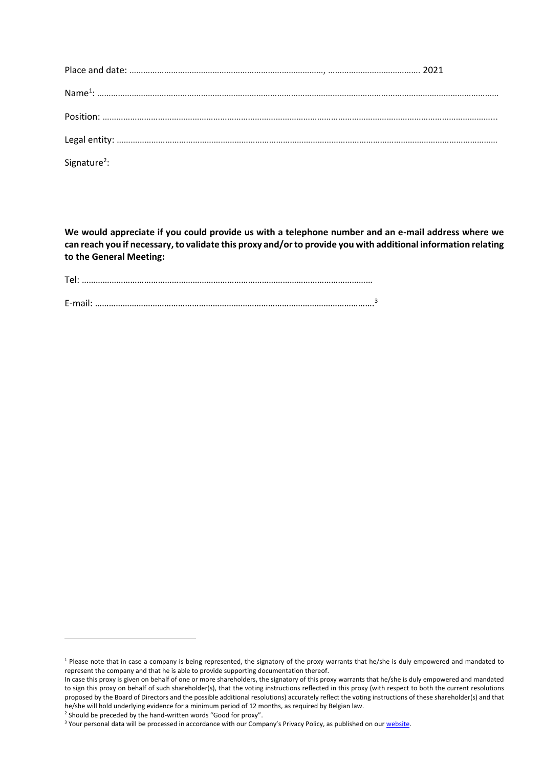Place and date: ……………………………………………………………………………, ………………………………… 2021

Name[1]: ………………………………………………………………………………………………………………………………………………………

Position: ………………………………………………………………………………………………………………………………………………………..

Legal entity: ……………………………………………………………………………………………………………………………………………………

Signature[2]:

**We would appreciate if you could provide us with a telephone number and an e-mail address where we can reach you if necessary, to validate this proxy and/or to provide you with additional information relating to the General Meeting:**

Tel: ………………………………………………………………………………………………………………

E-mail: …………………………………………………………………………………………………………….[3]

---

[1] Please note that in case a company is being represented, the signatory of the proxy warrants that he/she is duly empowered and mandated to represent the company and that he is able to provide supporting documentation thereof.
In case this proxy is given on behalf of one or more shareholders, the signatory of this proxy warrants that he/she is duly empowered and mandated to sign this proxy on behalf of such shareholder(s), that the voting instructions reflected in this proxy (with respect to both the current resolutions proposed by the Board of Directors and the possible additional resolutions) accurately reflect the voting instructions of these shareholder(s) and that he/she will hold underlying evidence for a minimum period of 12 months, as required by Belgian law.

[2] Should be preceded by the hand-written words "Good for proxy".

[3] Your personal data will be processed in accordance with our Company's Privacy Policy, as published on our website.